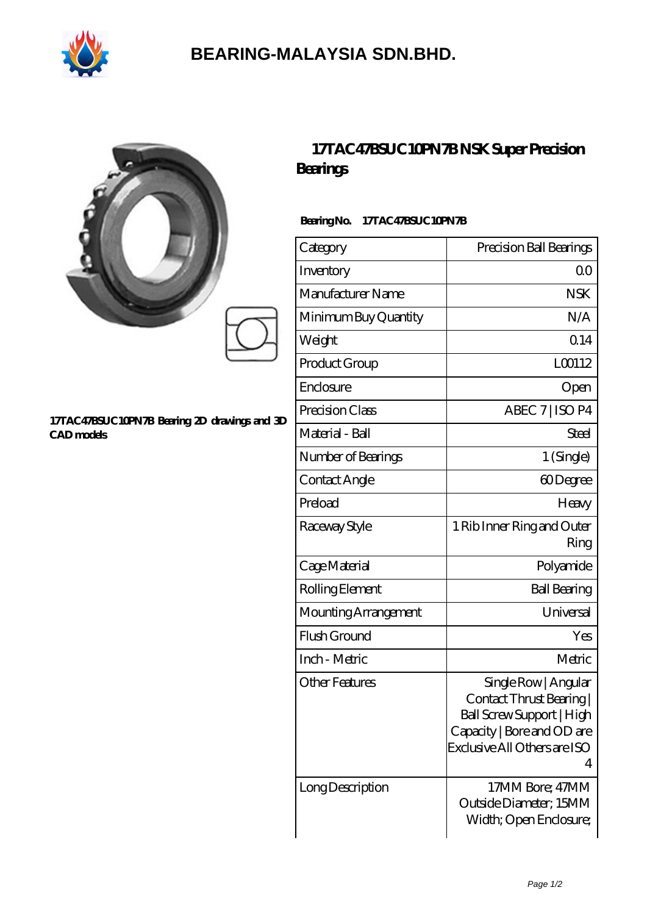# BEARING-MALAYSIA SDN.BHD.

17TAC47BSUC10PN7B Bearing 2D drawings and 3D CAD models

## 17TAC47BSUC10PN7B NSK Super Precision Bearings

**Bearing No.** 17TAC47BSUC10PN7B

| Category | Precision Ball Bearings |
|---|---|
| Inventory | 0.0 |
| Manufacturer Name | NSK |
| Minimum Buy Quantity | N/A |
| Weight | 0.14 |
| Product Group | L00112 |
| Enclosure | Open |
| Precision Class | ABEC 7 \| ISO P4 |
| Material - Ball | Steel |
| Number of Bearings | 1 (Single) |
| Contact Angle | 60 Degree |
| Preload | Heavy |
| Raceway Style | 1 Rib Inner Ring and Outer Ring |
| Cage Material | Polyamide |
| Rolling Element | Ball Bearing |
| Mounting Arrangement | Universal |
| Flush Ground | Yes |
| Inch - Metric | Metric |
| Other Features | Single Row \| Angular Contact Thrust Bearing \| Ball Screw Support \| High Capacity \| Bore and OD are Exclusive All Others are ISO 4 |
| Long Description | 17MM Bore; 47MM Outside Diameter; 15MM Width; Open Enclosure; |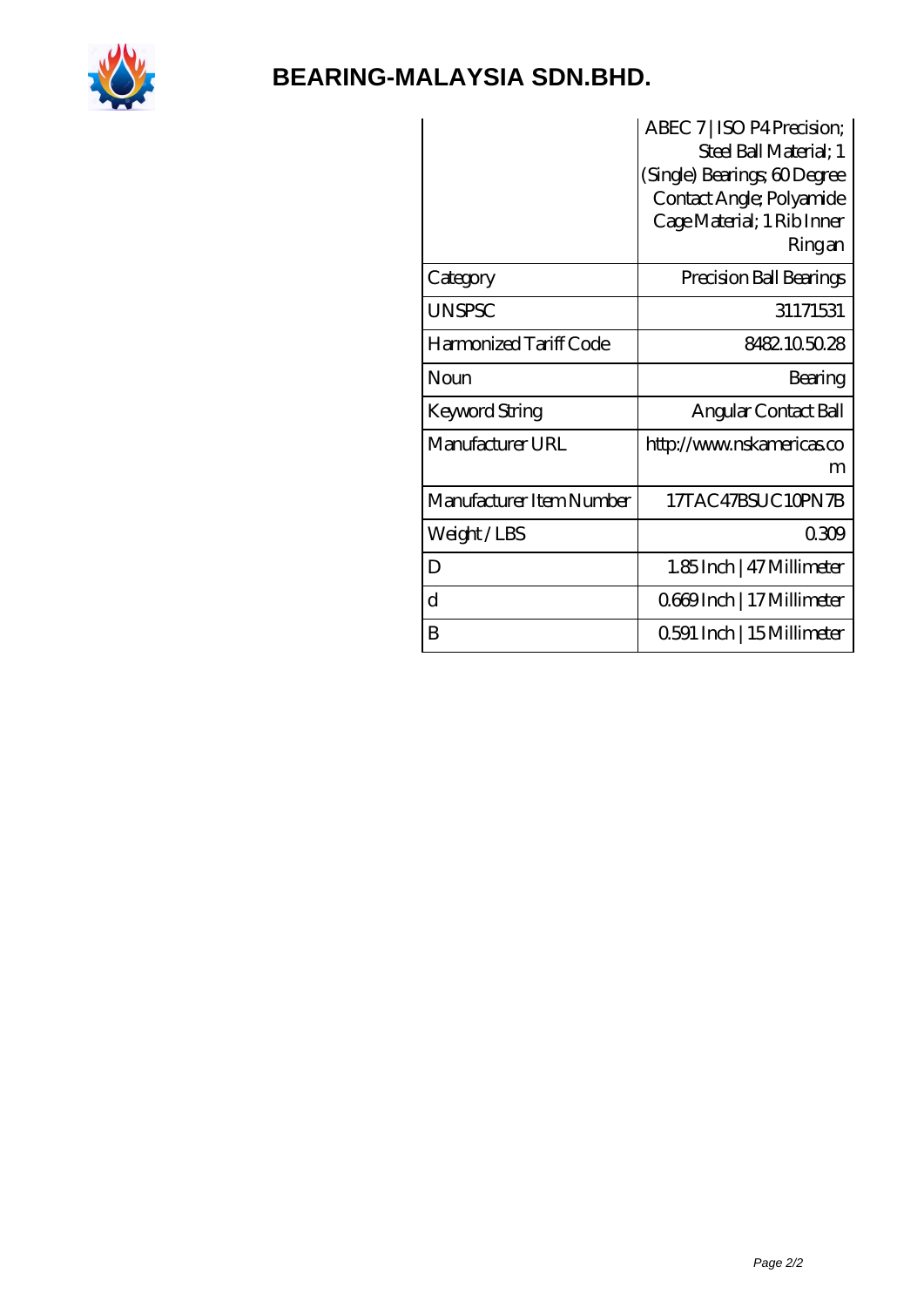| | |
|---|---|
| | ABEC 7 \| ISO P4 Precision; Steel Ball Material; 1 (Single) Bearings; 60 Degree Contact Angle; Polyamide Cage Material; 1 Rib Inner Ring an |
| Category | Precision Ball Bearings |
| UNSPSC | 31171531 |
| Harmonized Tariff Code | 8482.10.50.28 |
| Noun | Bearing |
| Keyword String | Angular Contact Ball |
| Manufacturer URL | http://www.nskamericas.com |
| Manufacturer Item Number | 17TAC47BSUC10PN7B |
| Weight / LBS | 0.309 |
| D | 1.85 Inch \| 47 Millimeter |
| d | 0.669 Inch \| 17 Millimeter |
| B | 0.591 Inch \| 15 Millimeter |